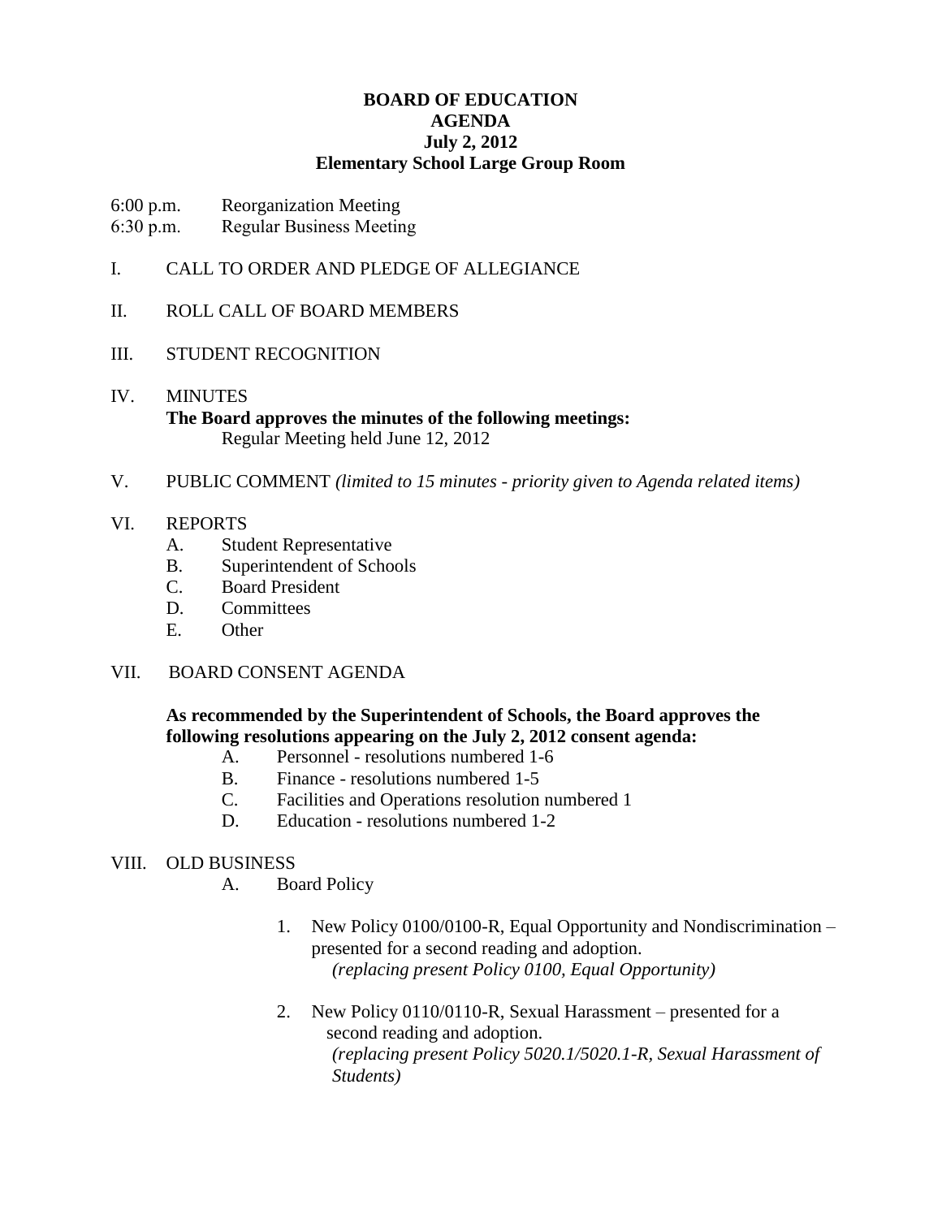# BOARD OF EDUCATION
## AGENDA
### July 2, 2012
### Elementary School Large Group Room

6:00 p.m. Reorganization Meeting
6:30 p.m. Regular Business Meeting

I. CALL TO ORDER AND PLEDGE OF ALLEGIANCE

II. ROLL CALL OF BOARD MEMBERS

III. STUDENT RECOGNITION

IV. MINUTES

**The Board approves the minutes of the following meetings:**
Regular Meeting held June 12, 2012

V. PUBLIC COMMENT *(limited to 15 minutes - priority given to Agenda related items)*

VI. REPORTS

- A. Student Representative
- B. Superintendent of Schools
- C. Board President
- D. Committees
- E. Other

VII. BOARD CONSENT AGENDA

**As recommended by the Superintendent of Schools, the Board approves the following resolutions appearing on the July 2, 2012 consent agenda:**

- A. Personnel - resolutions numbered 1-6
- B. Finance - resolutions numbered 1-5
- C. Facilities and Operations resolution numbered 1
- D. Education - resolutions numbered 1-2

VIII. OLD BUSINESS

A. Board Policy

1. New Policy 0100/0100-R, Equal Opportunity and Nondiscrimination – presented for a second reading and adoption.
   *(replacing present Policy 0100, Equal Opportunity)*

2. New Policy 0110/0110-R, Sexual Harassment – presented for a second reading and adoption.
   *(replacing present Policy 5020.1/5020.1-R, Sexual Harassment of Students)*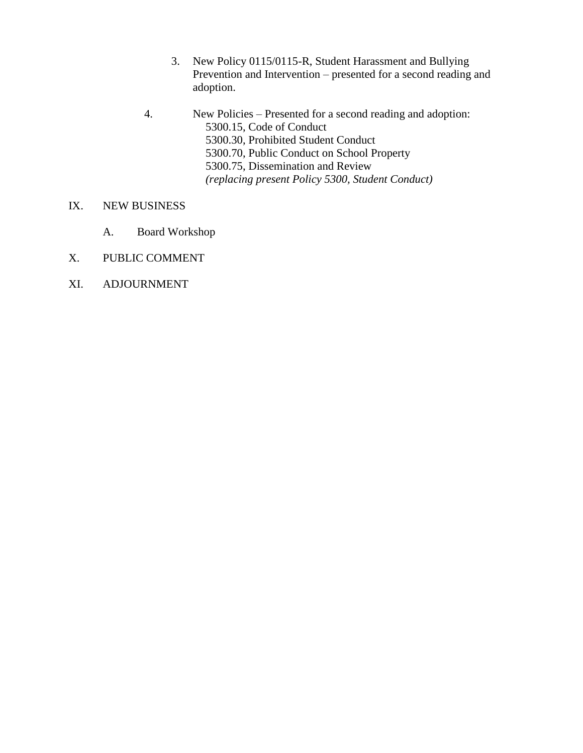3. New Policy 0115/0115-R, Student Harassment and Bullying Prevention and Intervention – presented for a second reading and adoption.

4. New Policies – Presented for a second reading and adoption:
   5300.15, Code of Conduct
   5300.30, Prohibited Student Conduct
   5300.70, Public Conduct on School Property
   5300.75, Dissemination and Review
   *(replacing present Policy 5300, Student Conduct)*

IX. NEW BUSINESS

   A. Board Workshop

X. PUBLIC COMMENT

XI. ADJOURNMENT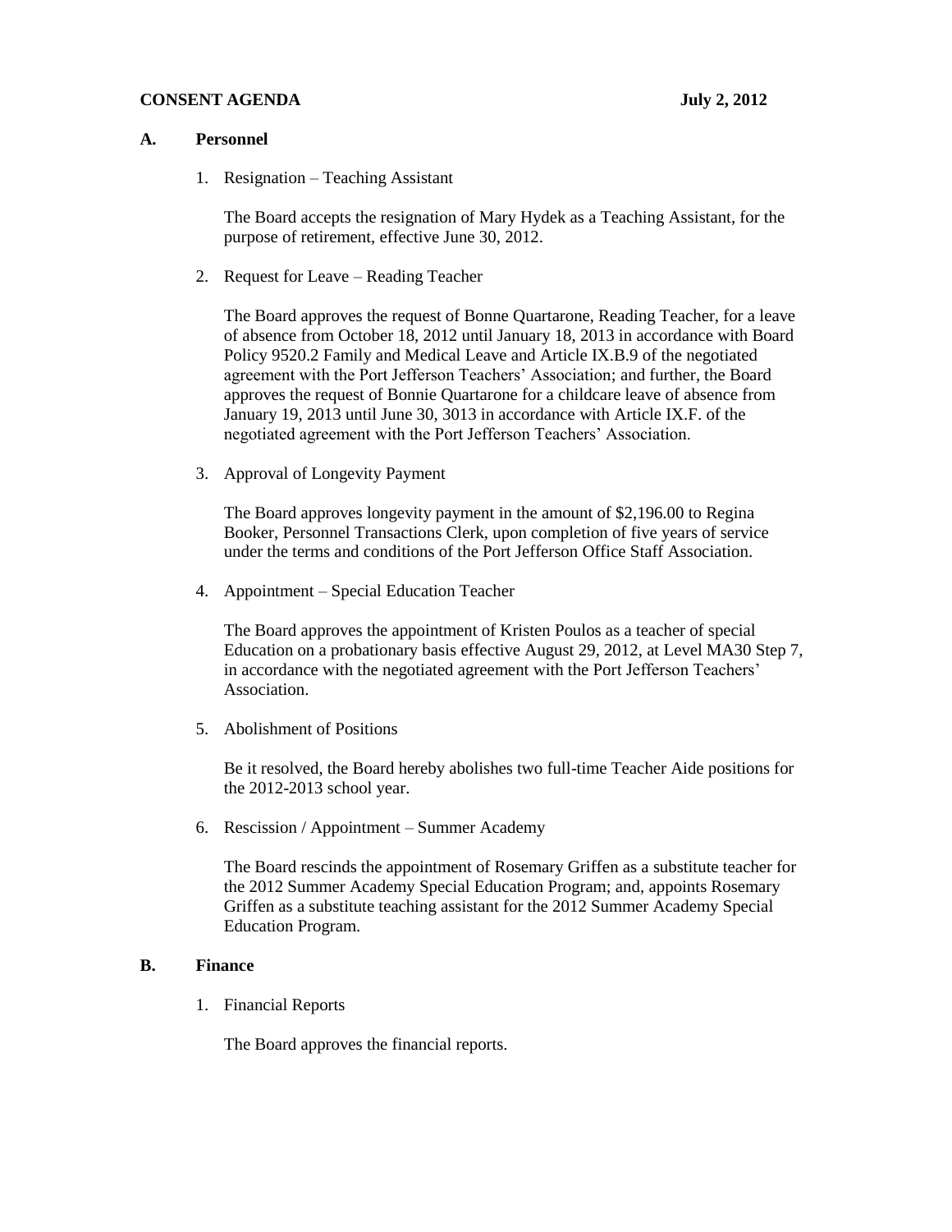**CONSENT AGENDA** **July 2, 2012**

## A. Personnel

1. Resignation – Teaching Assistant

   The Board accepts the resignation of Mary Hydek as a Teaching Assistant, for the purpose of retirement, effective June 30, 2012.

2. Request for Leave – Reading Teacher

   The Board approves the request of Bonne Quartarone, Reading Teacher, for a leave of absence from October 18, 2012 until January 18, 2013 in accordance with Board Policy 9520.2 Family and Medical Leave and Article IX.B.9 of the negotiated agreement with the Port Jefferson Teachers' Association; and further, the Board approves the request of Bonnie Quartarone for a childcare leave of absence from January 19, 2013 until June 30, 3013 in accordance with Article IX.F. of the negotiated agreement with the Port Jefferson Teachers' Association.

3. Approval of Longevity Payment

   The Board approves longevity payment in the amount of $2,196.00 to Regina Booker, Personnel Transactions Clerk, upon completion of five years of service under the terms and conditions of the Port Jefferson Office Staff Association.

4. Appointment – Special Education Teacher

   The Board approves the appointment of Kristen Poulos as a teacher of special Education on a probationary basis effective August 29, 2012, at Level MA30 Step 7, in accordance with the negotiated agreement with the Port Jefferson Teachers' Association.

5. Abolishment of Positions

   Be it resolved, the Board hereby abolishes two full-time Teacher Aide positions for the 2012-2013 school year.

6. Rescission / Appointment – Summer Academy

   The Board rescinds the appointment of Rosemary Griffen as a substitute teacher for the 2012 Summer Academy Special Education Program; and, appoints Rosemary Griffen as a substitute teaching assistant for the 2012 Summer Academy Special Education Program.

## B. Finance

1. Financial Reports

   The Board approves the financial reports.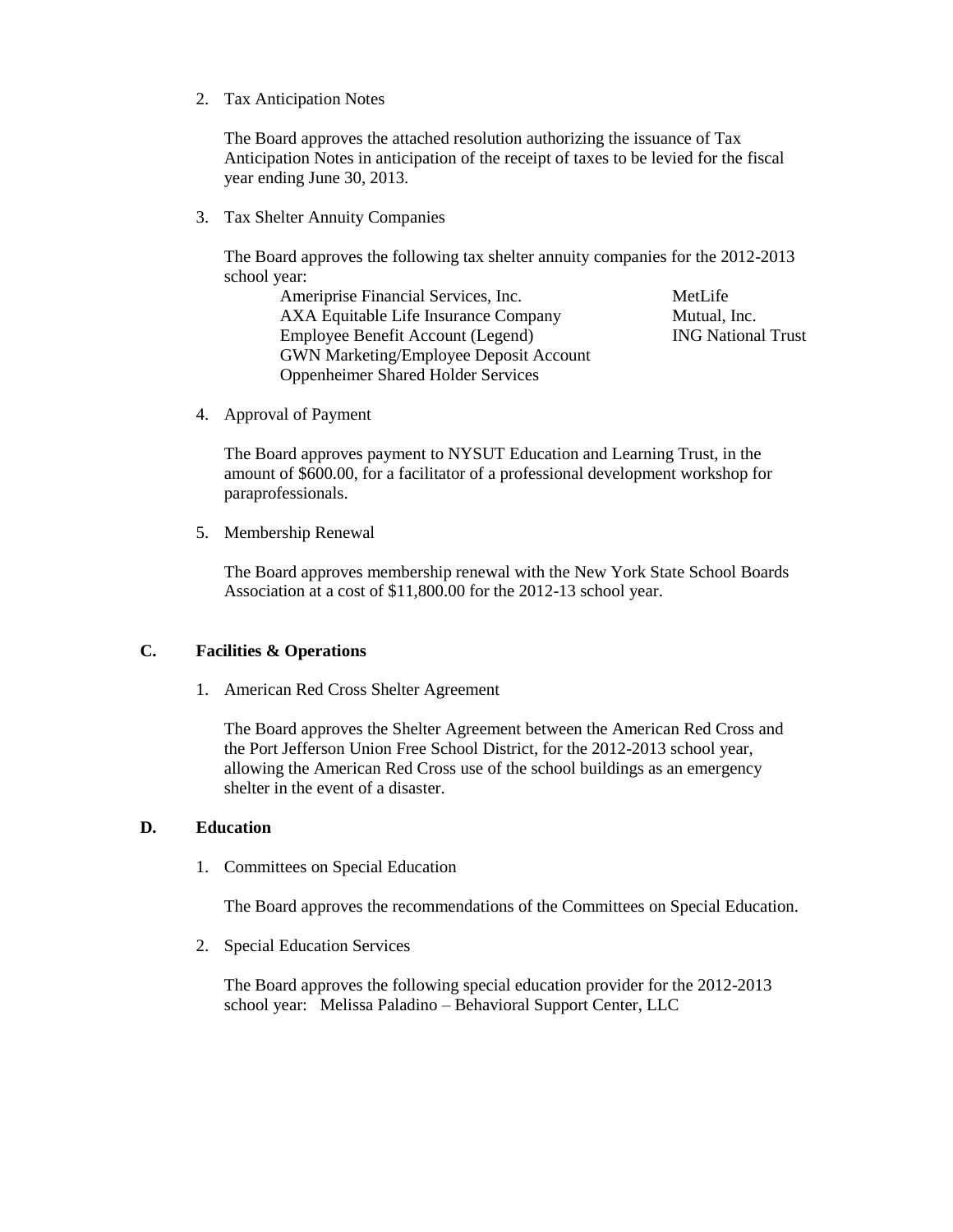2. Tax Anticipation Notes

   The Board approves the attached resolution authorizing the issuance of Tax Anticipation Notes in anticipation of the receipt of taxes to be levied for the fiscal year ending June 30, 2013.

3. Tax Shelter Annuity Companies

   The Board approves the following tax shelter annuity companies for the 2012-2013 school year:

   - Ameriprise Financial Services, Inc.
   - AXA Equitable Life Insurance Company
   - Employee Benefit Account (Legend)
   - GWN Marketing/Employee Deposit Account
   - Oppenheimer Shared Holder Services
   - MetLife
   - Mutual, Inc.
   - ING National Trust

4. Approval of Payment

   The Board approves payment to NYSUT Education and Learning Trust, in the amount of $600.00, for a facilitator of a professional development workshop for paraprofessionals.

5. Membership Renewal

   The Board approves membership renewal with the New York State School Boards Association at a cost of $11,800.00 for the 2012-13 school year.

## C. Facilities & Operations

1. American Red Cross Shelter Agreement

   The Board approves the Shelter Agreement between the American Red Cross and the Port Jefferson Union Free School District, for the 2012-2013 school year, allowing the American Red Cross use of the school buildings as an emergency shelter in the event of a disaster.

## D. Education

1. Committees on Special Education

   The Board approves the recommendations of the Committees on Special Education.

2. Special Education Services

   The Board approves the following special education provider for the 2012-2013 school year: Melissa Paladino – Behavioral Support Center, LLC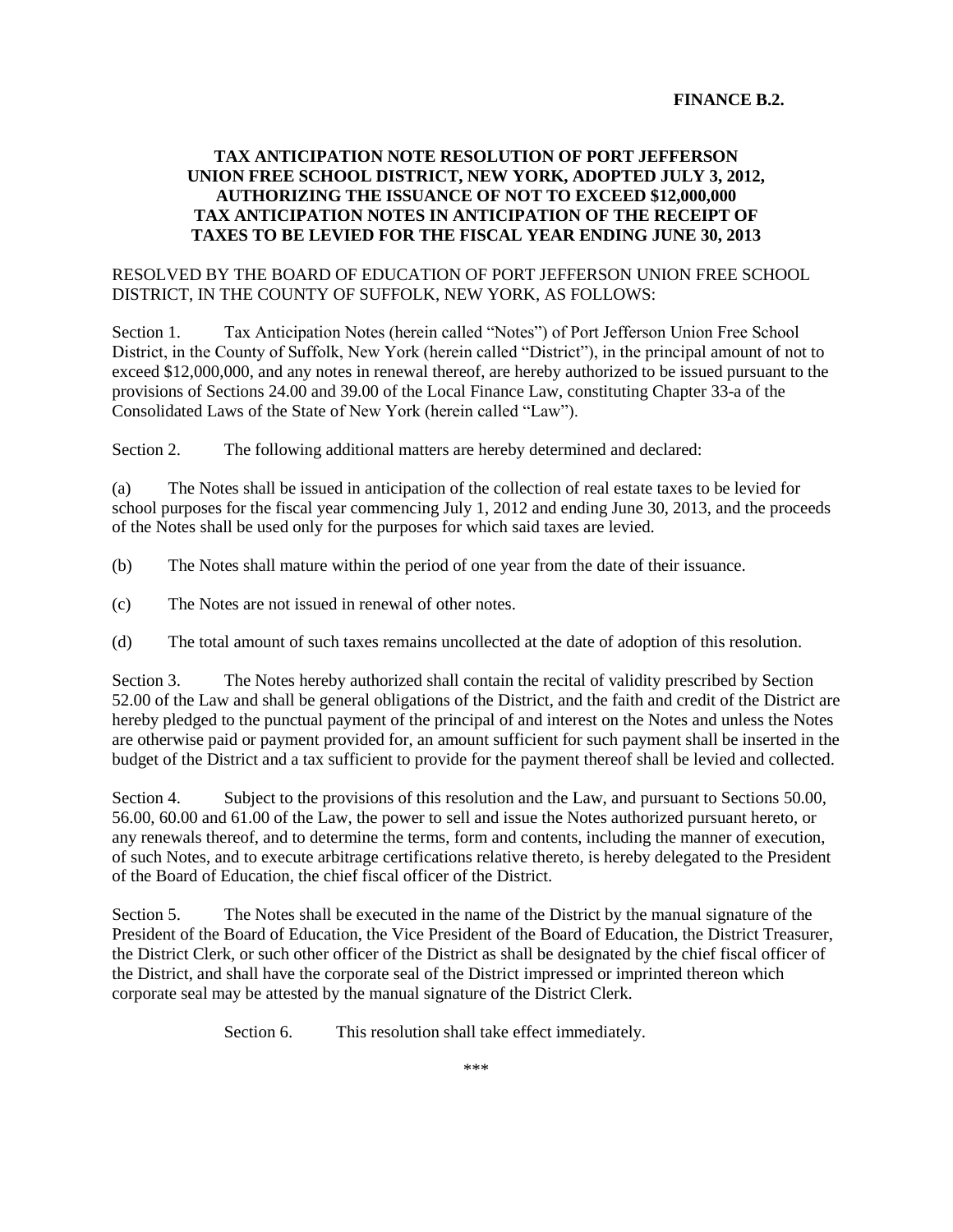**FINANCE B.2.**

**TAX ANTICIPATION NOTE RESOLUTION OF PORT JEFFERSON UNION FREE SCHOOL DISTRICT, NEW YORK, ADOPTED JULY 3, 2012, AUTHORIZING THE ISSUANCE OF NOT TO EXCEED $12,000,000 TAX ANTICIPATION NOTES IN ANTICIPATION OF THE RECEIPT OF TAXES TO BE LEVIED FOR THE FISCAL YEAR ENDING JUNE 30, 2013**

RESOLVED BY THE BOARD OF EDUCATION OF PORT JEFFERSON UNION FREE SCHOOL DISTRICT, IN THE COUNTY OF SUFFOLK, NEW YORK, AS FOLLOWS:

Section 1. Tax Anticipation Notes (herein called "Notes") of Port Jefferson Union Free School District, in the County of Suffolk, New York (herein called "District"), in the principal amount of not to exceed $12,000,000, and any notes in renewal thereof, are hereby authorized to be issued pursuant to the provisions of Sections 24.00 and 39.00 of the Local Finance Law, constituting Chapter 33-a of the Consolidated Laws of the State of New York (herein called "Law").

Section 2. The following additional matters are hereby determined and declared:

(a) The Notes shall be issued in anticipation of the collection of real estate taxes to be levied for school purposes for the fiscal year commencing July 1, 2012 and ending June 30, 2013, and the proceeds of the Notes shall be used only for the purposes for which said taxes are levied.

(b) The Notes shall mature within the period of one year from the date of their issuance.

(c) The Notes are not issued in renewal of other notes.

(d) The total amount of such taxes remains uncollected at the date of adoption of this resolution.

Section 3. The Notes hereby authorized shall contain the recital of validity prescribed by Section 52.00 of the Law and shall be general obligations of the District, and the faith and credit of the District are hereby pledged to the punctual payment of the principal of and interest on the Notes and unless the Notes are otherwise paid or payment provided for, an amount sufficient for such payment shall be inserted in the budget of the District and a tax sufficient to provide for the payment thereof shall be levied and collected.

Section 4. Subject to the provisions of this resolution and the Law, and pursuant to Sections 50.00, 56.00, 60.00 and 61.00 of the Law, the power to sell and issue the Notes authorized pursuant hereto, or any renewals thereof, and to determine the terms, form and contents, including the manner of execution, of such Notes, and to execute arbitrage certifications relative thereto, is hereby delegated to the President of the Board of Education, the chief fiscal officer of the District.

Section 5. The Notes shall be executed in the name of the District by the manual signature of the President of the Board of Education, the Vice President of the Board of Education, the District Treasurer, the District Clerk, or such other officer of the District as shall be designated by the chief fiscal officer of the District, and shall have the corporate seal of the District impressed or imprinted thereon which corporate seal may be attested by the manual signature of the District Clerk.

Section 6. This resolution shall take effect immediately.

***